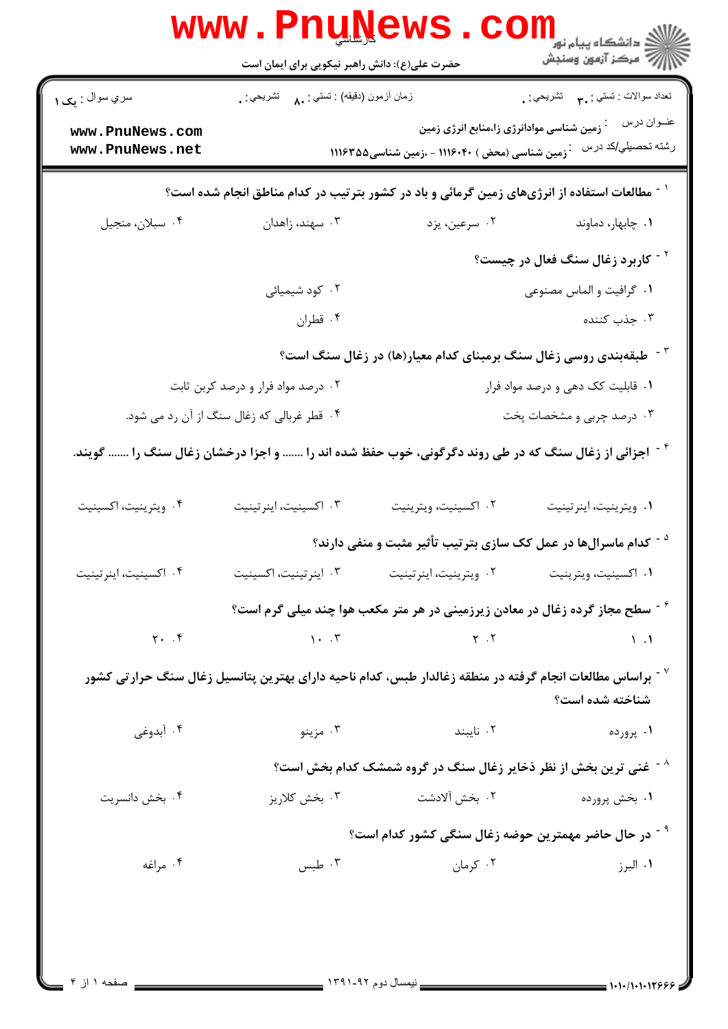کارشناسی

حضرت علی(ع): دانش راهبر نیکویی برای ایمان است

دانشگاه پیام نور
مرکز آزمون وسنجش

سري سوال : یک ۱

زمان آزمون (دقیقه) : تستی : ۸۰ تشریحی : ۰

تعداد سوالات : تستی : ۳۰ تشریحی : ۰

عنوان درس : زمین شناسی موادانرژی زا،منابع انرژی زمین

رشته تحصيلي/کد درس : زمین شناسی (محض ) ۱۱۱۶۰۴۰ - ،زمین شناسی۱۱۱۶۳۵۵

۱- مطالعات استفاده از انرژی‌های زمین گرمائی و باد در کشور بترتیب در کدام مناطق انجام شده است؟

۱. چابهار، دماوند
۲. سرعین، یزد
۳. سهند، زاهدان
۴. سبلان، منجیل

۲- کاربرد زغال سنگ فعال در چیست؟

۱. گرافیت و الماس مصنوعی
۲. کود شیمیائی
۳. جذب کننده
۴. قطران

۳- طبقه‌بندی روسی زغال سنگ برمبنای کدام معیار(ها) در زغال سنگ است؟

۱. قابلیت کک دهی و درصد مواد فرار
۲. درصد مواد فرار و درصد کربن ثابت
۳. درصد چربی و مشخصات پخت
۴. قطر غربالی که زغال سنگ از آن رد می شود.

۴- اجزائی از زغال سنگ که در طی روند دگرگونی، خوب حفظ شده اند را ....... و اجزا درخشان زغال سنگ را ....... گویند.

۱. ویترینیت، اینرتینیت
۲. اکسینیت، ویترینیت
۳. اکسینیت، اینرتینیت
۴. ویترینیت، اکسینیت

۵- کدام ماسرال‌ها در عمل کک سازی بترتیب تأثیر مثبت و منفی دارند؟

۱. اکسینیت، ویترینیت
۲. ویترینیت، اینرتینیت
۳. اینرتینیت، اکسینیت
۴. اکسینیت، اینرتینیت

۶- سطح مجاز گرده زغال در معادن زیرزمینی در هر متر مکعب هوا چند میلی گرم است؟

۱. ۱
۲. ۲
۳. ۱۰
۴. ۲۰

۷- براساس مطالعات انجام گرفته در منطقه زغالدار طبس، کدام ناحیه دارای بهترین پتانسیل زغال سنگ حرارتی کشور شناخته شده است؟

۱. پرورده
۲. نایبند
۳. مزینو
۴. آبدوغی

۸- غنی ترین بخش از نظر ذخایر زغال سنگ در گروه شمشک کدام بخش است؟

۱. بخش پرورده
۲. بخش آلادشت
۳. بخش کلاریز
۴. بخش دانسریت

۹- در حال حاضر مهمترین حوضه زغال سنگی کشور کدام است؟

۱. البرز
۲. کرمان
۳. طبس
۴. مراغه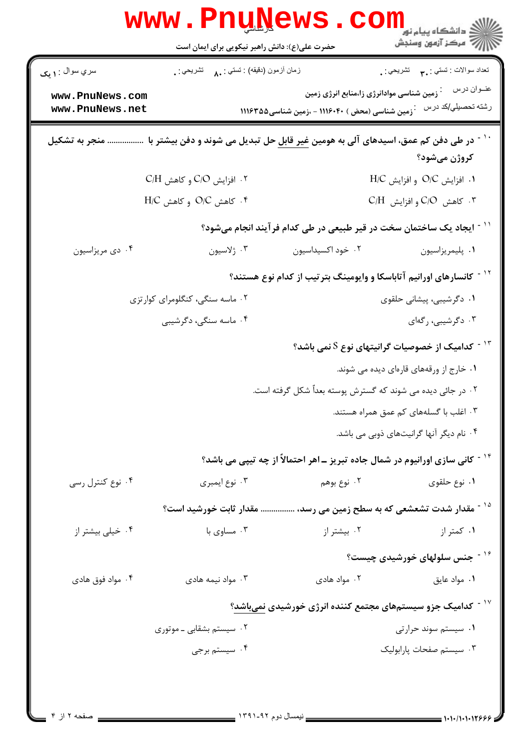۱۰ - در طی دفن کم عمق، اسیدهای آلی به هومین غیر قابل حل تبدیل می شوند و دفن بیشتر با ............... منجر به تشکیل کروژن می‌شود؟

۱. افزایش O/C و افزایش H/C

۲. افزایش C/O و کاهش C/H

۳. کاهش C/O و افزایش C/H

۴. کاهش O/C و کاهش H/C

۱۱ - ایجاد یک ساختمان سخت در قیر طبیعی در طی کدام فرآیند انجام می‌شود؟

۱. پلیمریزاسیون

۲. خود اکسیداسیون

۳. ژلاسیون

۴. دی مریزاسیون

۱۲ - کانسارهای اورانیم آتاباسکا و وایومینگ بترتیب از کدام نوع هستند؟

۱. دگرشیبی، پیشانی حلقوی

۲. ماسه سنگی، کنگلومرای کوارتزی

۳. دگرشیبی، رگه‌ای

۴. ماسه سنگی، دگرشیبی

۱۳ - کدامیک از خصوصیات گرانیتهای نوع S نمی باشد؟

۱. خارج از ورقه‌های قاره‌ای دیده می شوند.

۲. در جائی دیده می شوند که گسترش پوسته بعداً شکل گرفته است.

۳. اغلب با گسله‌های کم عمق همراه هستند.

۴. نام دیگر آنها گرانیت‌های ذوبی می باشد.

۱۴ - کانی سازی اورانیوم در شمال جاده تبریز ـ اهر احتمالاً از چه تیپی می باشد؟

۱. نوع حلقوی

۲. نوع بوهم

۳. نوع ایمبری

۴. نوع کنترل رسی

۱۵ - مقدار شدت تشعشعی که به سطح زمین می رسد، ............... مقدار ثابت خورشید است؟

۱. کمتر از

۲. بیشتر از

۳. مساوی با

۴. خیلی بیشتر از

۱۶ - جنس سلولهای خورشیدی چیست؟

۱. مواد عایق

۲. مواد هادی

۳. مواد نیمه هادی

۴. مواد فوق هادی

۱۷ - کدامیک جزو سیستم‌های مجتمع کننده انرژی خورشیدی نمی‌باشد؟

۱. سیستم سوند حرارتی

۲. سیستم بشقابی ـ موتوری

۳. سیستم صفحات پارابولیک

۴. سیستم برجی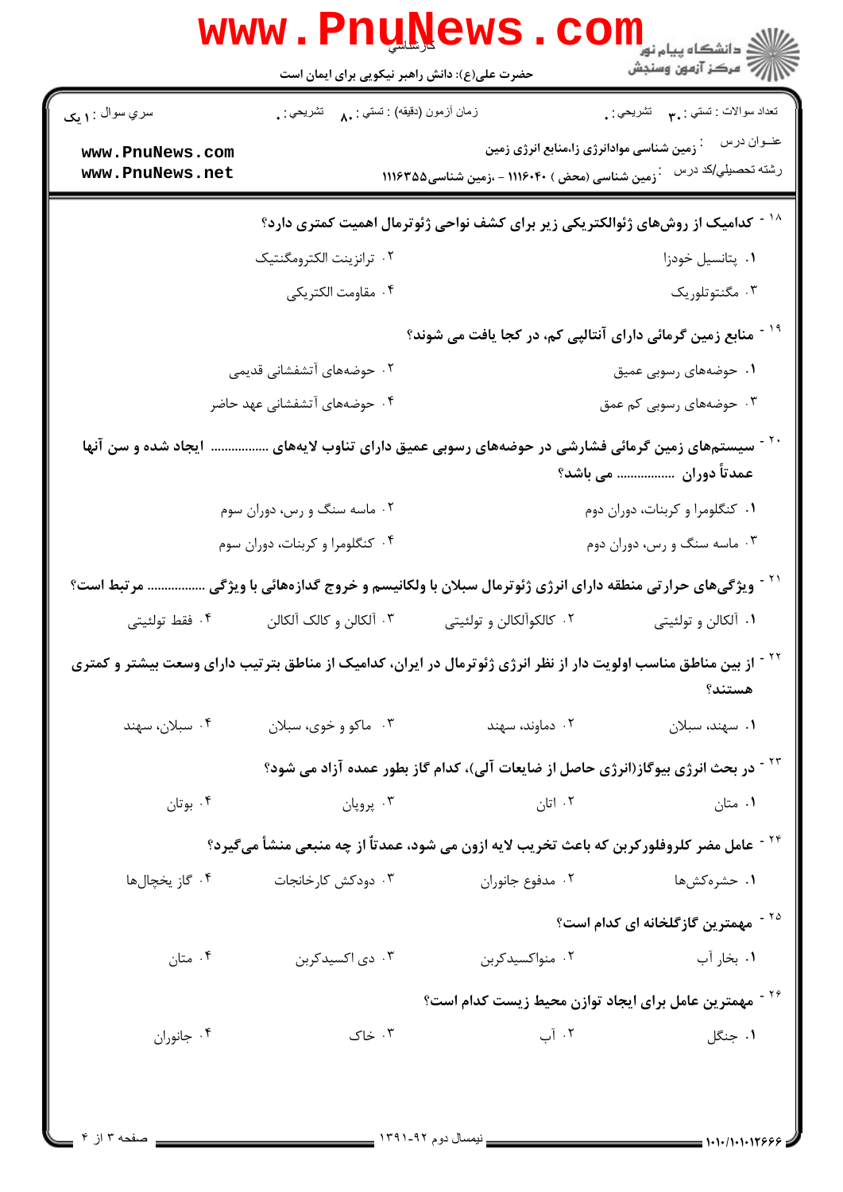۱۸- کدامیک از روش‌های ژئوالکتریکی زیر برای کشف نواحی ژئوترمال اهمیت کمتری دارد؟

۱. پتانسیل خودزا
۲. ترانزینت الکترومگنتیک
۳. مگنتوتلوریک
۴. مقاومت الکتریکی

۱۹- منابع زمین گرمائی دارای آنتالپی کم، در کجا یافت می شوند؟

۱. حوضه‌های رسوبی عمیق
۲. حوضه‌های آتشفشانی قدیمی
۳. حوضه‌های رسوبی کم عمق
۴. حوضه‌های آتشفشانی عهد حاضر

۲۰- سیستم‌های زمین گرمائی فشارشی در حوضه‌های رسوبی عمیق دارای تناوب لایه‌های ................ ایجاد شده و سن آنها عمدتاً دوران ................ می باشد؟

۱. کنگلومرا و کربنات، دوران دوم
۲. ماسه سنگ و رس، دوران سوم
۳. ماسه سنگ و رس، دوران دوم
۴. کنگلومرا و کربنات، دوران سوم

۲۱- ویژگی‌های حرارتی منطقه دارای انرژی ژئوترمال سبلان با ولکانیسم و خروج گدازه‌هائی با ویژگی ................ مرتبط است؟

۱. آلکالن و تولئیتی
۲. کالکوآلکالن و تولئیتی
۳. آلکالن و کالک آلکالن
۴. فقط تولئیتی

۲۲- از بین مناطق مناسب اولویت دار از نظر انرژی ژئوترمال در ایران، کدامیک از مناطق بترتیب دارای وسعت بیشتر و کمتری هستند؟

۱. سهند، سبلان
۲. دماوند، سهند
۳. ماکو و خوی، سبلان
۴. سبلان، سهند

۲۳- در بحث انرژی بیوگاز(انرژی حاصل از ضایعات آلی)، کدام گاز بطور عمده آزاد می شود؟

۱. متان
۲. اتان
۳. پروپان
۴. بوتان

۲۴- عامل مضر کلروفلورکربن که باعث تخریب لایه ازون می شود، عمدتاً از چه منبعی منشأ می‌گیرد؟

۱. حشره‌کش‌ها
۲. مدفوع جانوران
۳. دودکش کارخانجات
۴. گاز یخچال‌ها

۲۵- مهمترین گازگلخانه ای کدام است؟

۱. بخار آب
۲. منواکسیدکربن
۳. دی اکسیدکربن
۴. متان

۲۶- مهمترین عامل برای ایجاد توازن محیط زیست کدام است؟

۱. جنگل
۲. آب
۳. خاک
۴. جانوران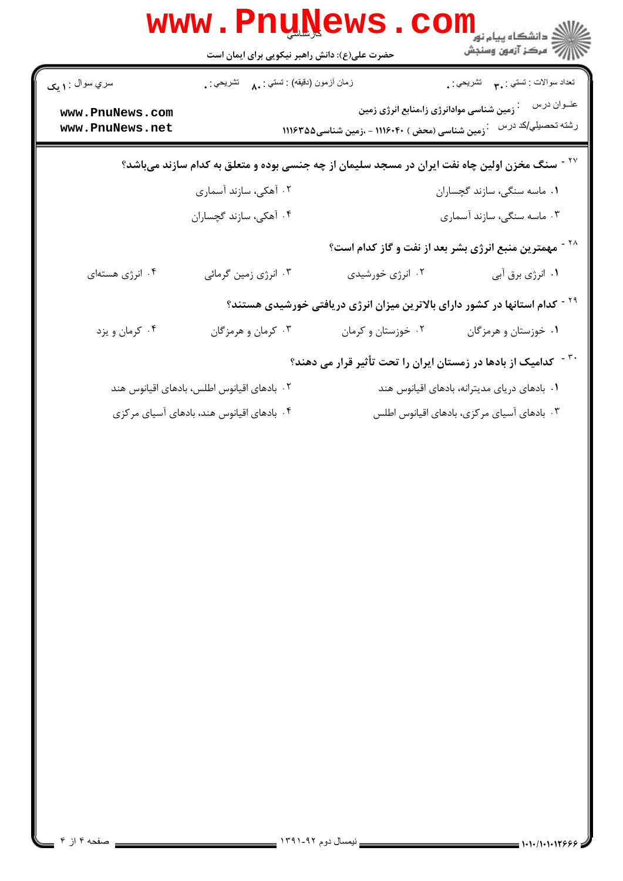۲۷ - سنگ مخزن اولین چاه نفت ایران در مسجد سلیمان از چه جنسی بوده و متعلق به کدام سازند می‌باشد؟

۱. ماسه سنگی، سازند گچساران
۲. آهکی، سازند آسماری
۳. ماسه سنگی، سازند آسماری
۴. آهکی، سازند گچساران

۲۸ - مهمترین منبع انرژی بشر بعد از نفت و گاز کدام است؟

۱. انرژی برق آبی
۲. انرژی خورشیدی
۳. انرژی زمین گرمائی
۴. انرژی هسته‌ای

۲۹ - کدام استانها در کشور دارای بالاترین میزان انرژی دریافتی خورشیدی هستند؟

۱. خوزستان و هرمزگان
۲. خوزستان و کرمان
۳. کرمان و هرمزگان
۴. کرمان و یزد

۳۰ - کدامیک از بادها در زمستان ایران را تحت تأثیر قرار می دهند؟

۱. بادهای دریای مدیترانه، بادهای اقیانوس هند
۲. بادهای اقیانوس اطلس، بادهای اقیانوس هند
۳. بادهای آسیای مرکزی، بادهای اقیانوس اطلس
۴. بادهای اقیانوس هند، بادهای آسیای مرکزی